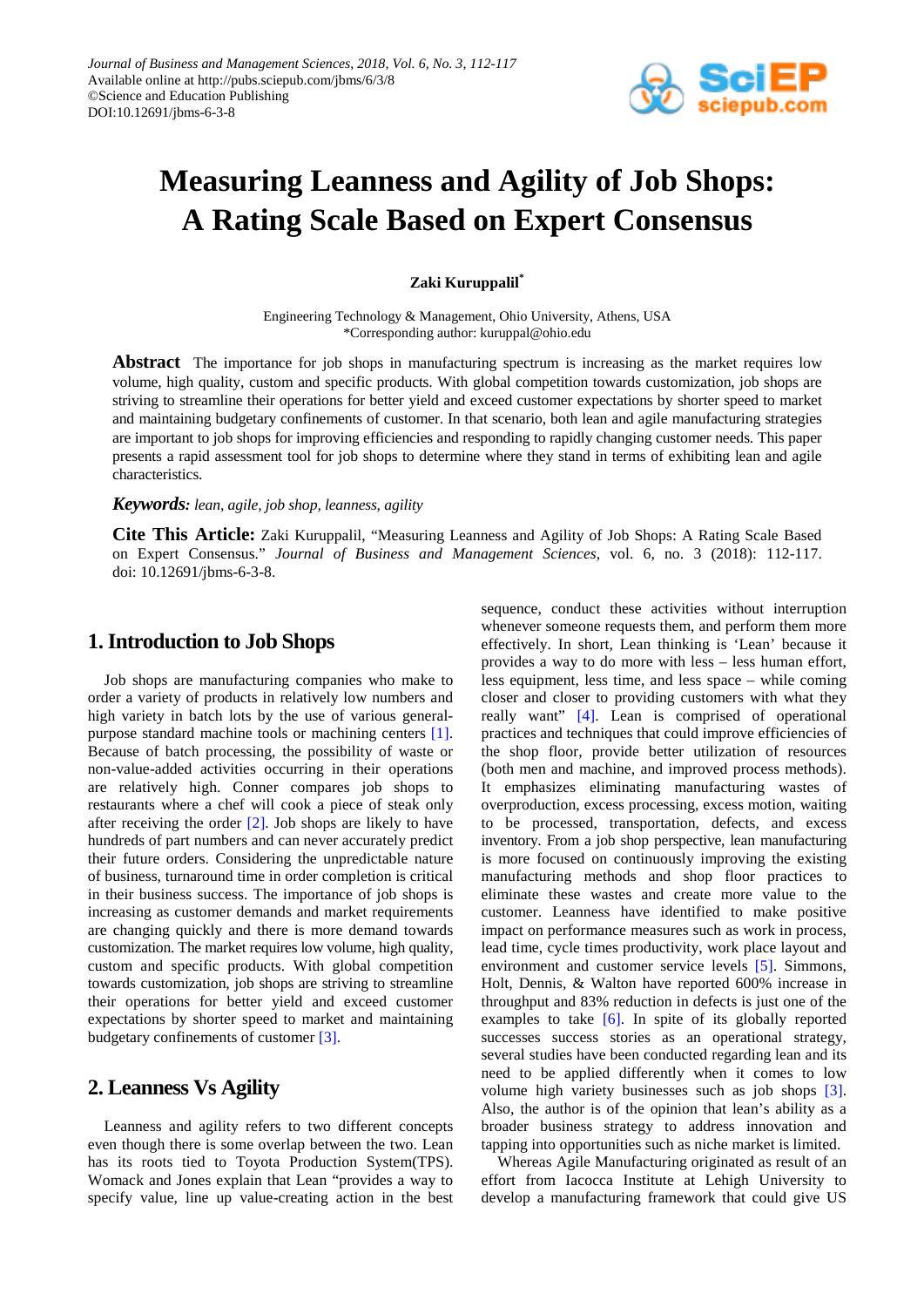Journal of Business and Management Sciences, 2018, Vol. 6, No. 3, 112-117
Available online at http://pubs.sciepub.com/jbms/6/3/8
©Science and Education Publishing
DOI:10.12691/jbms-6-3-8

# Measuring Leanness and Agility of Job Shops: A Rating Scale Based on Expert Consensus

**Zaki Kuruppalil***

Engineering Technology & Management, Ohio University, Athens, USA
*Corresponding author: kuruppal@ohio.edu

**Abstract** The importance for job shops in manufacturing spectrum is increasing as the market requires low volume, high quality, custom and specific products. With global competition towards customization, job shops are striving to streamline their operations for better yield and exceed customer expectations by shorter speed to market and maintaining budgetary confinements of customer. In that scenario, both lean and agile manufacturing strategies are important to job shops for improving efficiencies and responding to rapidly changing customer needs. This paper presents a rapid assessment tool for job shops to determine where they stand in terms of exhibiting lean and agile characteristics.

***Keywords:*** *lean, agile, job shop, leanness, agility*

**Cite This Article:** Zaki Kuruppalil, "Measuring Leanness and Agility of Job Shops: A Rating Scale Based on Expert Consensus." *Journal of Business and Management Sciences*, vol. 6, no. 3 (2018): 112-117. doi: 10.12691/jbms-6-3-8.

## 1. Introduction to Job Shops

Job shops are manufacturing companies who make to order a variety of products in relatively low numbers and high variety in batch lots by the use of various general-purpose standard machine tools or machining centers [1]. Because of batch processing, the possibility of waste or non-value-added activities occurring in their operations are relatively high. Conner compares job shops to restaurants where a chef will cook a piece of steak only after receiving the order [2]. Job shops are likely to have hundreds of part numbers and can never accurately predict their future orders. Considering the unpredictable nature of business, turnaround time in order completion is critical in their business success. The importance of job shops is increasing as customer demands and market requirements are changing quickly and there is more demand towards customization. The market requires low volume, high quality, custom and specific products. With global competition towards customization, job shops are striving to streamline their operations for better yield and exceed customer expectations by shorter speed to market and maintaining budgetary confinements of customer [3].

## 2. Leanness Vs Agility

Leanness and agility refers to two different concepts even though there is some overlap between the two. Lean has its roots tied to Toyota Production System(TPS). Womack and Jones explain that Lean "provides a way to specify value, line up value-creating action in the best sequence, conduct these activities without interruption whenever someone requests them, and perform them more effectively. In short, Lean thinking is 'Lean' because it provides a way to do more with less – less human effort, less equipment, less time, and less space – while coming closer and closer to providing customers with what they really want" [4]. Lean is comprised of operational practices and techniques that could improve efficiencies of the shop floor, provide better utilization of resources (both men and machine, and improved process methods). It emphasizes eliminating manufacturing wastes of overproduction, excess processing, excess motion, waiting to be processed, transportation, defects, and excess inventory. From a job shop perspective, lean manufacturing is more focused on continuously improving the existing manufacturing methods and shop floor practices to eliminate these wastes and create more value to the customer. Leanness have identified to make positive impact on performance measures such as work in process, lead time, cycle times productivity, work place layout and environment and customer service levels [5]. Simmons, Holt, Dennis, & Walton have reported 600% increase in throughput and 83% reduction in defects is just one of the examples to take [6]. In spite of its globally reported successes success stories as an operational strategy, several studies have been conducted regarding lean and its need to be applied differently when it comes to low volume high variety businesses such as job shops [3]. Also, the author is of the opinion that lean's ability as a broader business strategy to address innovation and tapping into opportunities such as niche market is limited.

Whereas Agile Manufacturing originated as result of an effort from Iacocca Institute at Lehigh University to develop a manufacturing framework that could give US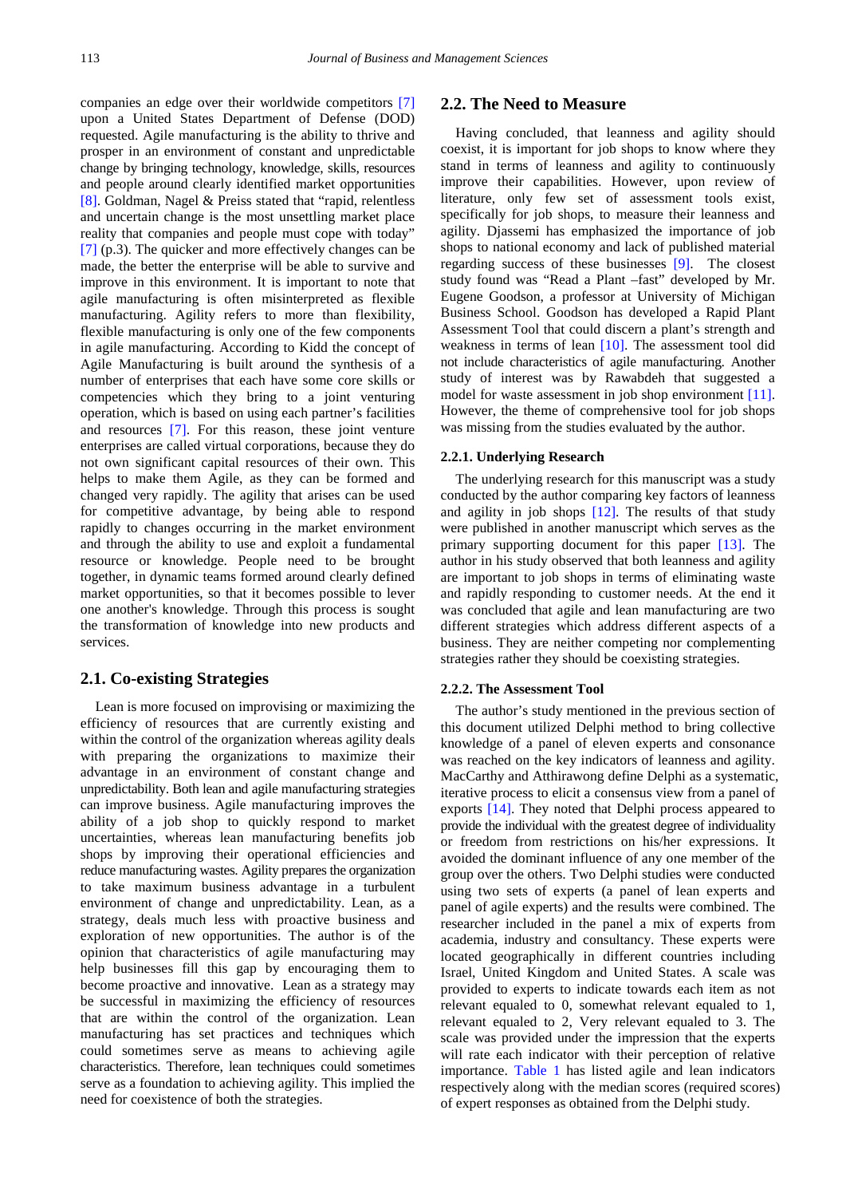companies an edge over their worldwide competitors [7] upon a United States Department of Defense (DOD) requested. Agile manufacturing is the ability to thrive and prosper in an environment of constant and unpredictable change by bringing technology, knowledge, skills, resources and people around clearly identified market opportunities [8]. Goldman, Nagel & Preiss stated that "rapid, relentless and uncertain change is the most unsettling market place reality that companies and people must cope with today" [7] (p.3). The quicker and more effectively changes can be made, the better the enterprise will be able to survive and improve in this environment. It is important to note that agile manufacturing is often misinterpreted as flexible manufacturing. Agility refers to more than flexibility, flexible manufacturing is only one of the few components in agile manufacturing. According to Kidd the concept of Agile Manufacturing is built around the synthesis of a number of enterprises that each have some core skills or competencies which they bring to a joint venturing operation, which is based on using each partner's facilities and resources [7]. For this reason, these joint venture enterprises are called virtual corporations, because they do not own significant capital resources of their own. This helps to make them Agile, as they can be formed and changed very rapidly. The agility that arises can be used for competitive advantage, by being able to respond rapidly to changes occurring in the market environment and through the ability to use and exploit a fundamental resource or knowledge. People need to be brought together, in dynamic teams formed around clearly defined market opportunities, so that it becomes possible to lever one another's knowledge. Through this process is sought the transformation of knowledge into new products and services.

## 2.1. Co-existing Strategies

Lean is more focused on improvising or maximizing the efficiency of resources that are currently existing and within the control of the organization whereas agility deals with preparing the organizations to maximize their advantage in an environment of constant change and unpredictability. Both lean and agile manufacturing strategies can improve business. Agile manufacturing improves the ability of a job shop to quickly respond to market uncertainties, whereas lean manufacturing benefits job shops by improving their operational efficiencies and reduce manufacturing wastes. Agility prepares the organization to take maximum business advantage in a turbulent environment of change and unpredictability. Lean, as a strategy, deals much less with proactive business and exploration of new opportunities. The author is of the opinion that characteristics of agile manufacturing may help businesses fill this gap by encouraging them to become proactive and innovative. Lean as a strategy may be successful in maximizing the efficiency of resources that are within the control of the organization. Lean manufacturing has set practices and techniques which could sometimes serve as means to achieving agile characteristics. Therefore, lean techniques could sometimes serve as a foundation to achieving agility. This implied the need for coexistence of both the strategies.

## 2.2. The Need to Measure

Having concluded, that leanness and agility should coexist, it is important for job shops to know where they stand in terms of leanness and agility to continuously improve their capabilities. However, upon review of literature, only few set of assessment tools exist, specifically for job shops, to measure their leanness and agility. Djassemi has emphasized the importance of job shops to national economy and lack of published material regarding success of these businesses [9]. The closest study found was "Read a Plant –fast" developed by Mr. Eugene Goodson, a professor at University of Michigan Business School. Goodson has developed a Rapid Plant Assessment Tool that could discern a plant's strength and weakness in terms of lean [10]. The assessment tool did not include characteristics of agile manufacturing. Another study of interest was by Rawabdeh that suggested a model for waste assessment in job shop environment [11]. However, the theme of comprehensive tool for job shops was missing from the studies evaluated by the author.

### 2.2.1. Underlying Research

The underlying research for this manuscript was a study conducted by the author comparing key factors of leanness and agility in job shops [12]. The results of that study were published in another manuscript which serves as the primary supporting document for this paper [13]. The author in his study observed that both leanness and agility are important to job shops in terms of eliminating waste and rapidly responding to customer needs. At the end it was concluded that agile and lean manufacturing are two different strategies which address different aspects of a business. They are neither competing nor complementing strategies rather they should be coexisting strategies.

### 2.2.2. The Assessment Tool

The author's study mentioned in the previous section of this document utilized Delphi method to bring collective knowledge of a panel of eleven experts and consonance was reached on the key indicators of leanness and agility. MacCarthy and Atthirawong define Delphi as a systematic, iterative process to elicit a consensus view from a panel of exports [14]. They noted that Delphi process appeared to provide the individual with the greatest degree of individuality or freedom from restrictions on his/her expressions. It avoided the dominant influence of any one member of the group over the others. Two Delphi studies were conducted using two sets of experts (a panel of lean experts and panel of agile experts) and the results were combined. The researcher included in the panel a mix of experts from academia, industry and consultancy. These experts were located geographically in different countries including Israel, United Kingdom and United States. A scale was provided to experts to indicate towards each item as not relevant equaled to 0, somewhat relevant equaled to 1, relevant equaled to 2, Very relevant equaled to 3. The scale was provided under the impression that the experts will rate each indicator with their perception of relative importance. Table 1 has listed agile and lean indicators respectively along with the median scores (required scores) of expert responses as obtained from the Delphi study.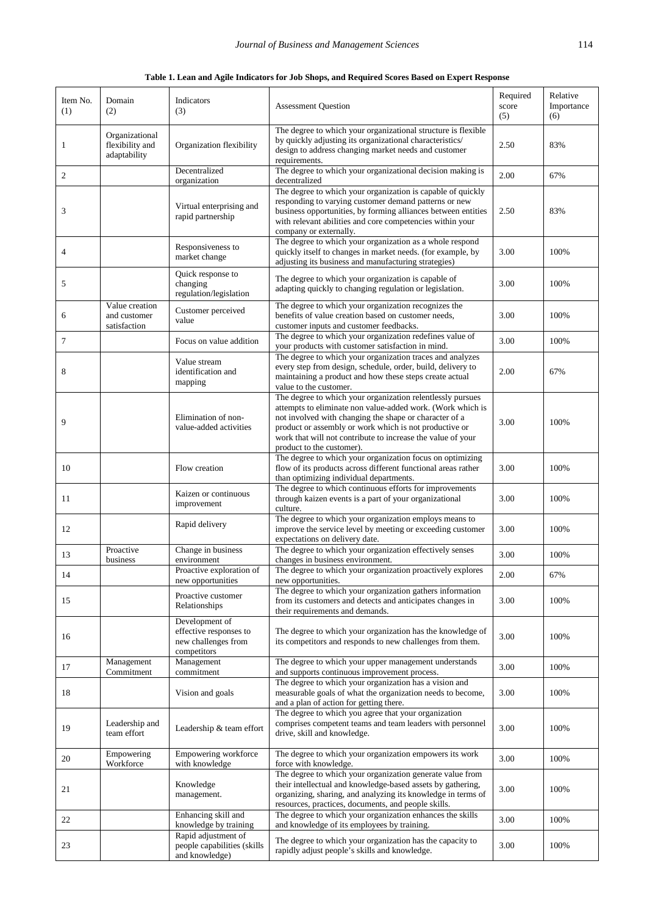**Table 1. Lean and Agile Indicators for Job Shops, and Required Scores Based on Expert Response**

| Item No. (1) | Domain (2) | Indicators (3) | Assessment Question | Required score (5) | Relative Importance (6) |
|---|---|---|---|---|---|
| 1 | Organizational flexibility and adaptability | Organization flexibility | The degree to which your organizational structure is flexible by quickly adjusting its organizational characteristics/ design to address changing market needs and customer requirements. | 2.50 | 83% |
| 2 | | Decentralized organization | The degree to which your organizational decision making is decentralized | 2.00 | 67% |
| 3 | | Virtual enterprising and rapid partnership | The degree to which your organization is capable of quickly responding to varying customer demand patterns or new business opportunities, by forming alliances between entities with relevant abilities and core competencies within your company or externally. | 2.50 | 83% |
| 4 | | Responsiveness to market change | The degree to which your organization as a whole respond quickly itself to changes in market needs. (for example, by adjusting its business and manufacturing strategies) | 3.00 | 100% |
| 5 | | Quick response to changing regulation/legislation | The degree to which your organization is capable of adapting quickly to changing regulation or legislation. | 3.00 | 100% |
| 6 | Value creation and customer satisfaction | Customer perceived value | The degree to which your organization recognizes the benefits of value creation based on customer needs, customer inputs and customer feedbacks. | 3.00 | 100% |
| 7 | | Focus on value addition | The degree to which your organization redefines value of your products with customer satisfaction in mind. | 3.00 | 100% |
| 8 | | Value stream identification and mapping | The degree to which your organization traces and analyzes every step from design, schedule, order, build, delivery to maintaining a product and how these steps create actual value to the customer. | 2.00 | 67% |
| 9 | | Elimination of non-value-added activities | The degree to which your organization relentlessly pursues attempts to eliminate non value-added work. (Work which is not involved with changing the shape or character of a product or assembly or work which is not productive or work that will not contribute to increase the value of your product to the customer). | 3.00 | 100% |
| 10 | | Flow creation | The degree to which your organization focus on optimizing flow of its products across different functional areas rather than optimizing individual departments. | 3.00 | 100% |
| 11 | | Kaizen or continuous improvement | The degree to which continuous efforts for improvements through kaizen events is a part of your organizational culture. | 3.00 | 100% |
| 12 | | Rapid delivery | The degree to which your organization employs means to improve the service level by meeting or exceeding customer expectations on delivery date. | 3.00 | 100% |
| 13 | Proactive business | Change in business environment | The degree to which your organization effectively senses changes in business environment. | 3.00 | 100% |
| 14 | | Proactive exploration of new opportunities | The degree to which your organization proactively explores new opportunities. | 2.00 | 67% |
| 15 | | Proactive customer Relationships | The degree to which your organization gathers information from its customers and detects and anticipates changes in their requirements and demands. | 3.00 | 100% |
| 16 | | Development of effective responses to new challenges from competitors | The degree to which your organization has the knowledge of its competitors and responds to new challenges from them. | 3.00 | 100% |
| 17 | Management Commitment | Management commitment | The degree to which your upper management understands and supports continuous improvement process. | 3.00 | 100% |
| 18 | | Vision and goals | The degree to which your organization has a vision and measurable goals of what the organization needs to become, and a plan of action for getting there. | 3.00 | 100% |
| 19 | Leadership and team effort | Leadership & team effort | The degree to which you agree that your organization comprises competent teams and team leaders with personnel drive, skill and knowledge. | 3.00 | 100% |
| 20 | Empowering Workforce | Empowering workforce with knowledge | The degree to which your organization empowers its work force with knowledge. | 3.00 | 100% |
| 21 | | Knowledge management. | The degree to which your organization generate value from their intellectual and knowledge-based assets by gathering, organizing, sharing, and analyzing its knowledge in terms of resources, practices, documents, and people skills. | 3.00 | 100% |
| 22 | | Enhancing skill and knowledge by training | The degree to which your organization enhances the skills and knowledge of its employees by training. | 3.00 | 100% |
| 23 | | Rapid adjustment of people capabilities (skills and knowledge) | The degree to which your organization has the capacity to rapidly adjust people's skills and knowledge. | 3.00 | 100% |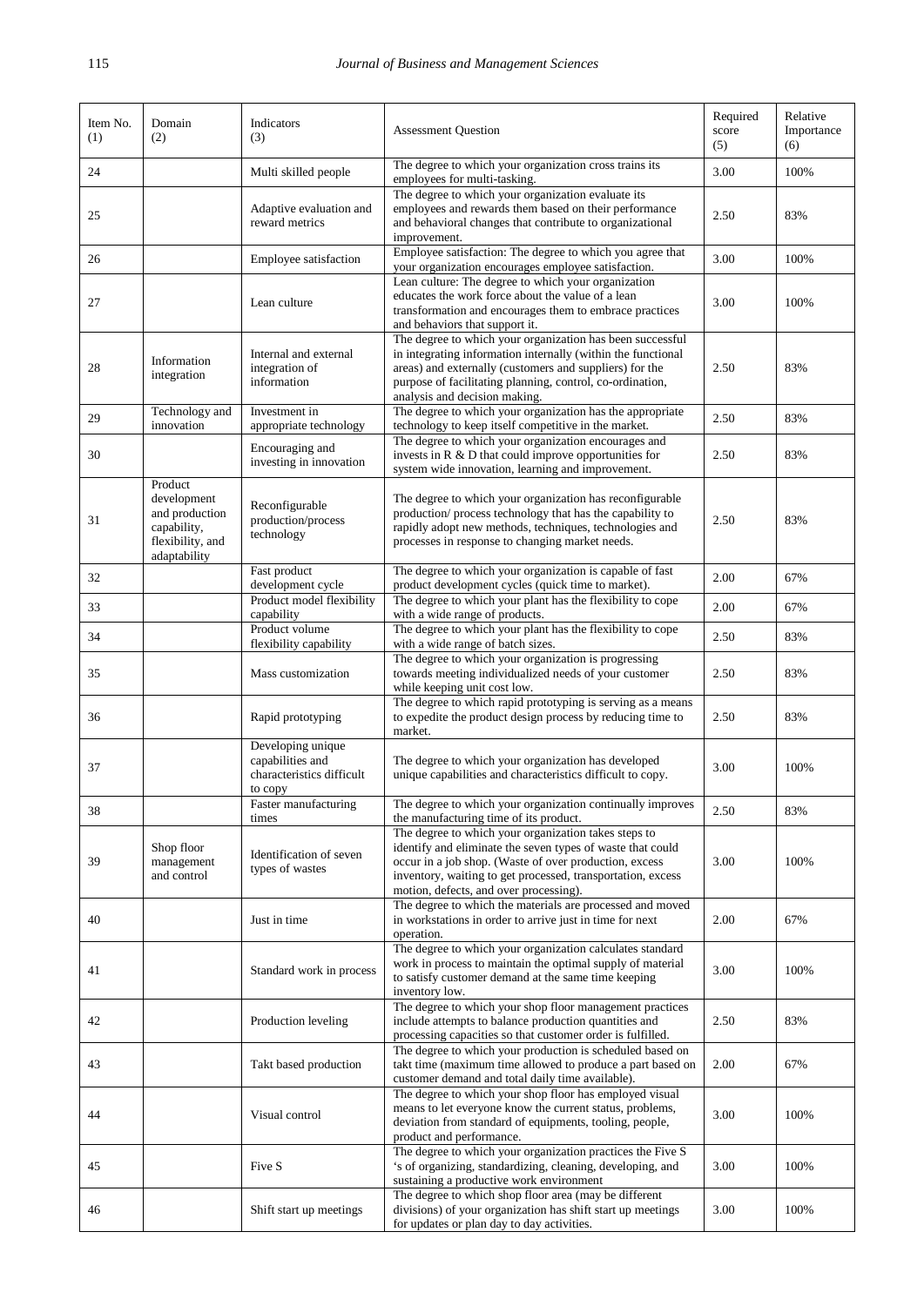| Item No. (1) | Domain (2) | Indicators (3) | Assessment Question | Required score (5) | Relative Importance (6) |
|---|---|---|---|---|---|
| 24 | | Multi skilled people | The degree to which your organization cross trains its employees for multi-tasking. | 3.00 | 100% |
| 25 | | Adaptive evaluation and reward metrics | The degree to which your organization evaluate its employees and rewards them based on their performance and behavioral changes that contribute to organizational improvement. | 2.50 | 83% |
| 26 | | Employee satisfaction | Employee satisfaction: The degree to which you agree that your organization encourages employee satisfaction. | 3.00 | 100% |
| 27 | | Lean culture | Lean culture: The degree to which your organization educates the work force about the value of a lean transformation and encourages them to embrace practices and behaviors that support it. | 3.00 | 100% |
| 28 | Information integration | Internal and external integration of information | The degree to which your organization has been successful in integrating information internally (within the functional areas) and externally (customers and suppliers) for the purpose of facilitating planning, control, co-ordination, analysis and decision making. | 2.50 | 83% |
| 29 | Technology and innovation | Investment in appropriate technology | The degree to which your organization has the appropriate technology to keep itself competitive in the market. | 2.50 | 83% |
| 30 | | Encouraging and investing in innovation | The degree to which your organization encourages and invests in R & D that could improve opportunities for system wide innovation, learning and improvement. | 2.50 | 83% |
| 31 | Product development and production capability, flexibility, and adaptability | Reconfigurable production/process technology | The degree to which your organization has reconfigurable production/ process technology that has the capability to rapidly adopt new methods, techniques, technologies and processes in response to changing market needs. | 2.50 | 83% |
| 32 | | Fast product development cycle | The degree to which your organization is capable of fast product development cycles (quick time to market). | 2.00 | 67% |
| 33 | | Product model flexibility capability | The degree to which your plant has the flexibility to cope with a wide range of products. | 2.00 | 67% |
| 34 | | Product volume flexibility capability | The degree to which your plant has the flexibility to cope with a wide range of batch sizes. | 2.50 | 83% |
| 35 | | Mass customization | The degree to which your organization is progressing towards meeting individualized needs of your customer while keeping unit cost low. | 2.50 | 83% |
| 36 | | Rapid prototyping | The degree to which rapid prototyping is serving as a means to expedite the product design process by reducing time to market. | 2.50 | 83% |
| 37 | | Developing unique capabilities and characteristics difficult to copy | The degree to which your organization has developed unique capabilities and characteristics difficult to copy. | 3.00 | 100% |
| 38 | | Faster manufacturing times | The degree to which your organization continually improves the manufacturing time of its product. | 2.50 | 83% |
| 39 | Shop floor management and control | Identification of seven types of wastes | The degree to which your organization takes steps to identify and eliminate the seven types of waste that could occur in a job shop. (Waste of over production, excess inventory, waiting to get processed, transportation, excess motion, defects, and over processing). | 3.00 | 100% |
| 40 | | Just in time | The degree to which the materials are processed and moved in workstations in order to arrive just in time for next operation. | 2.00 | 67% |
| 41 | | Standard work in process | The degree to which your organization calculates standard work in process to maintain the optimal supply of material to satisfy customer demand at the same time keeping inventory low. | 3.00 | 100% |
| 42 | | Production leveling | The degree to which your shop floor management practices include attempts to balance production quantities and processing capacities so that customer order is fulfilled. | 2.50 | 83% |
| 43 | | Takt based production | The degree to which your production is scheduled based on takt time (maximum time allowed to produce a part based on customer demand and total daily time available). | 2.00 | 67% |
| 44 | | Visual control | The degree to which your shop floor has employed visual means to let everyone know the current status, problems, deviation from standard of equipments, tooling, people, product and performance. | 3.00 | 100% |
| 45 | | Five S | The degree to which your organization practices the Five S 's of organizing, standardizing, cleaning, developing, and sustaining a productive work environment | 3.00 | 100% |
| 46 | | Shift start up meetings | The degree to which shop floor area (may be different divisions) of your organization has shift start up meetings for updates or plan day to day activities. | 3.00 | 100% |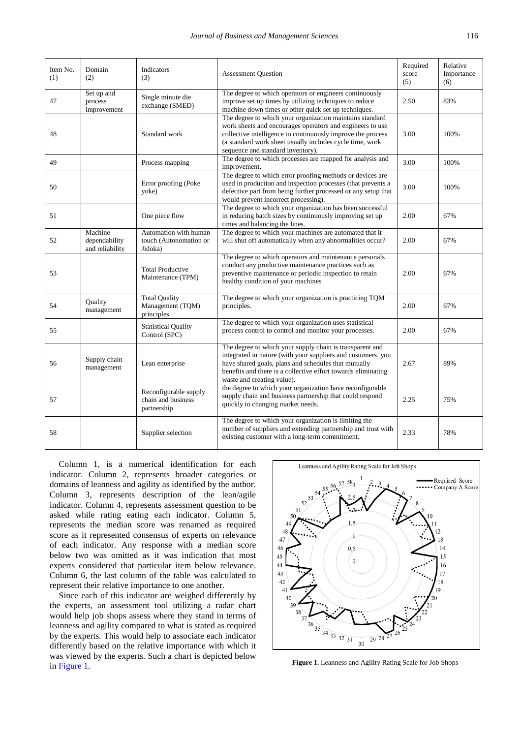| Item No. (1) | Domain (2) | Indicators (3) | Assessment Question | Required score (5) | Relative Importance (6) |
|---|---|---|---|---|---|
| 47 | Set up and process improvement | Single minute die exchange (SMED) | The degree to which operators or engineers continuously improve set up times by utilizing techniques to reduce machine down times or other quick set up techniques. | 2.50 | 83% |
| 48 | | Standard work | The degree to which your organization maintains standard work sheets and encourages operators and engineers to use collective intelligence to continuously improve the process (a standard work sheet usually includes cycle time, work sequence and standard inventory). | 3.00 | 100% |
| 49 | | Process mapping | The degree to which processes are mapped for analysis and improvement. | 3.00 | 100% |
| 50 | | Error proofing (Poke yoke) | The degree to which error proofing methods or devices are used in production and inspection processes (that prevents a defective part from being further processed or any setup that would prevent incorrect processing). | 3.00 | 100% |
| 51 | | One piece flow | The degree to which your organization has been successful in reducing batch sizes by continuously improving set up times and balancing the lines. | 2.00 | 67% |
| 52 | Machine dependability and reliability | Automation with human touch (Autonomation or Jidoka) | The degree to which your machines are automated that it will shut off automatically when any abnormalities occur? | 2.00 | 67% |
| 53 | | Total Productive Maintenance (TPM) | The degree to which operators and maintenance personals conduct any productive maintenance practices such as preventive maintenance or periodic inspection to retain healthy condition of your machines | 2.00 | 67% |
| 54 | Quality management | Total Quality Management (TQM) principles | The degree to which your organization is practicing TQM principles. | 2.00 | 67% |
| 55 | | Statistical Quality Control (SPC) | The degree to which your organization uses statistical process control to control and monitor your processes. | 2.00 | 67% |
| 56 | Supply chain management | Lean enterprise | The degree to which your supply chain is transparent and integrated in nature (with your suppliers and customers, you have shared goals, plans and schedules that mutually benefits and there is a collective effort towards eliminating waste and creating value). | 2.67 | 89% |
| 57 | | Reconfigurable supply chain and business partnership | the degree to which your organization have reconfigurable supply chain and business partnership that could respond quickly to changing market needs. | 2.25 | 75% |
| 58 | | Supplier selection | The degree to which your organization is limiting the number of suppliers and extending partnership and trust with existing customer with a long-term commitment. | 2.33 | 78% |

Column 1, is a numerical identification for each indicator. Column 2, represents broader categories or domains of leanness and agility as identified by the author. Column 3, represents description of the lean/agile indicator. Column 4, represents assessment question to be asked while rating eating each indicator. Column 5, represents the median score was renamed as required score as it represented consensus of experts on relevance of each indicator. Any response with a median score below two was omitted as it was indication that most experts considered that particular item below relevance. Column 6, the last column of the table was calculated to represent their relative importance to one another.

Since each of this indicator are weighed differently by the experts, an assessment tool utilizing a radar chart would help job shops assess where they stand in terms of leanness and agility compared to what is stated as required by the experts. This would help to associate each indicator differently based on the relative importance with which it was viewed by the experts. Such a chart is depicted below in Figure 1.

**Figure 1**. Leanness and Agility Rating Scale for Job Shops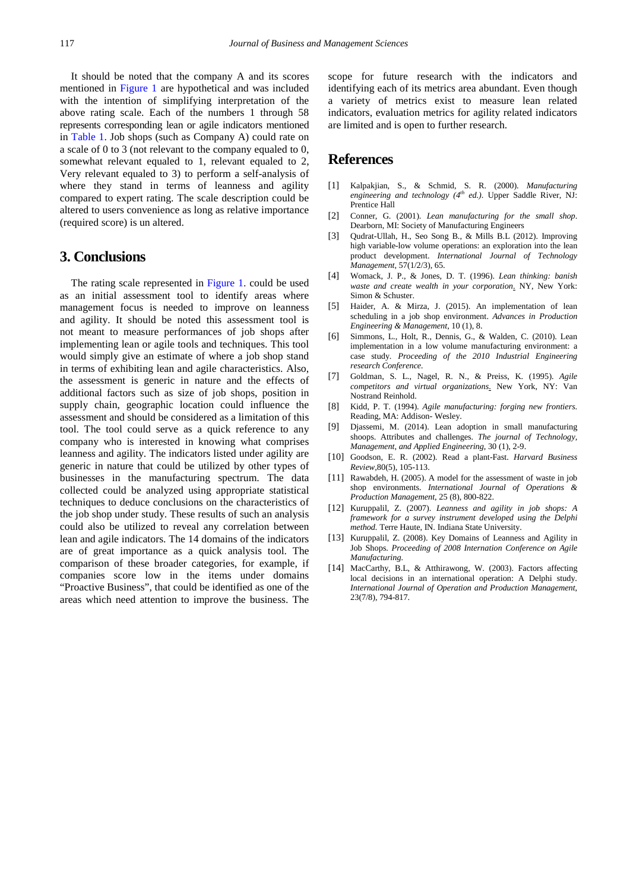It should be noted that the company A and its scores mentioned in Figure 1 are hypothetical and was included with the intention of simplifying interpretation of the above rating scale. Each of the numbers 1 through 58 represents corresponding lean or agile indicators mentioned in Table 1. Job shops (such as Company A) could rate on a scale of 0 to 3 (not relevant to the company equaled to 0, somewhat relevant equaled to 1, relevant equaled to 2, Very relevant equaled to 3) to perform a self-analysis of where they stand in terms of leanness and agility compared to expert rating. The scale description could be altered to users convenience as long as relative importance (required score) is un altered.

## 3. Conclusions

The rating scale represented in Figure 1. could be used as an initial assessment tool to identify areas where management focus is needed to improve on leanness and agility. It should be noted this assessment tool is not meant to measure performances of job shops after implementing lean or agile tools and techniques. This tool would simply give an estimate of where a job shop stand in terms of exhibiting lean and agile characteristics. Also, the assessment is generic in nature and the effects of additional factors such as size of job shops, position in supply chain, geographic location could influence the assessment and should be considered as a limitation of this tool. The tool could serve as a quick reference to any company who is interested in knowing what comprises leanness and agility. The indicators listed under agility are generic in nature that could be utilized by other types of businesses in the manufacturing spectrum. The data collected could be analyzed using appropriate statistical techniques to deduce conclusions on the characteristics of the job shop under study. These results of such an analysis could also be utilized to reveal any correlation between lean and agile indicators. The 14 domains of the indicators are of great importance as a quick analysis tool. The comparison of these broader categories, for example, if companies score low in the items under domains "Proactive Business", that could be identified as one of the areas which need attention to improve the business. The scope for future research with the indicators and identifying each of its metrics area abundant. Even though a variety of metrics exist to measure lean related indicators, evaluation metrics for agility related indicators are limited and is open to further research.

## References

[1] Kalpakjian, S., & Schmid, S. R. (2000). *Manufacturing engineering and technology (4th ed.)*. Upper Saddle River, NJ: Prentice Hall

[2] Conner, G. (2001). *Lean manufacturing for the small shop*. Dearborn, MI: Society of Manufacturing Engineers

[3] Qudrat-Ullah, H., Seo Song B., & Mills B.L (2012). Improving high variable-low volume operations: an exploration into the lean product development. *International Journal of Technology Management*, 57(1/2/3), 65.

[4] Womack, J. P., & Jones, D. T. (1996). *Lean thinking: banish waste and create wealth in your corporation*. NY, New York: Simon & Schuster.

[5] Haider, A. & Mirza, J. (2015). An implementation of lean scheduling in a job shop environment. *Advances in Production Engineering & Management*, 10 (1), 8.

[6] Simmons, L., Holt, R., Dennis, G., & Walden, C. (2010). Lean implementation in a low volume manufacturing environment: a case study. *Proceeding of the 2010 Industrial Engineering research Conference*.

[7] Goldman, S. L., Nagel, R. N., & Preiss, K. (1995). *Agile competitors and virtual organizations*. New York, NY: Van Nostrand Reinhold.

[8] Kidd, P. T. (1994). *Agile manufacturing: forging new frontiers*. Reading, MA: Addison- Wesley.

[9] Djassemi, M. (2014). Lean adoption in small manufacturing shoops. Attributes and challenges. *The journal of Technology, Management, and Applied Engineering*, 30 (1), 2-9.

[10] Goodson, E. R. (2002). Read a plant-Fast. *Harvard Business Review*,80(5), 105-113.

[11] Rawabdeh, H. (2005). A model for the assessment of waste in job shop environments. *International Journal of Operations & Production Management*, 25 (8), 800-822.

[12] Kuruppalil, Z. (2007). *Leanness and agility in job shops: A framework for a survey instrument developed using the Delphi method.* Terre Haute, IN. Indiana State University.

[13] Kuruppalil, Z. (2008). Key Domains of Leanness and Agility in Job Shops. *Proceeding of 2008 Internation Conference on Agile Manufacturing.*

[14] MacCarthy, B.L, & Atthirawong, W. (2003). Factors affecting local decisions in an international operation: A Delphi study. *International Journal of Operation and Production Management*, 23(7/8), 794-817.